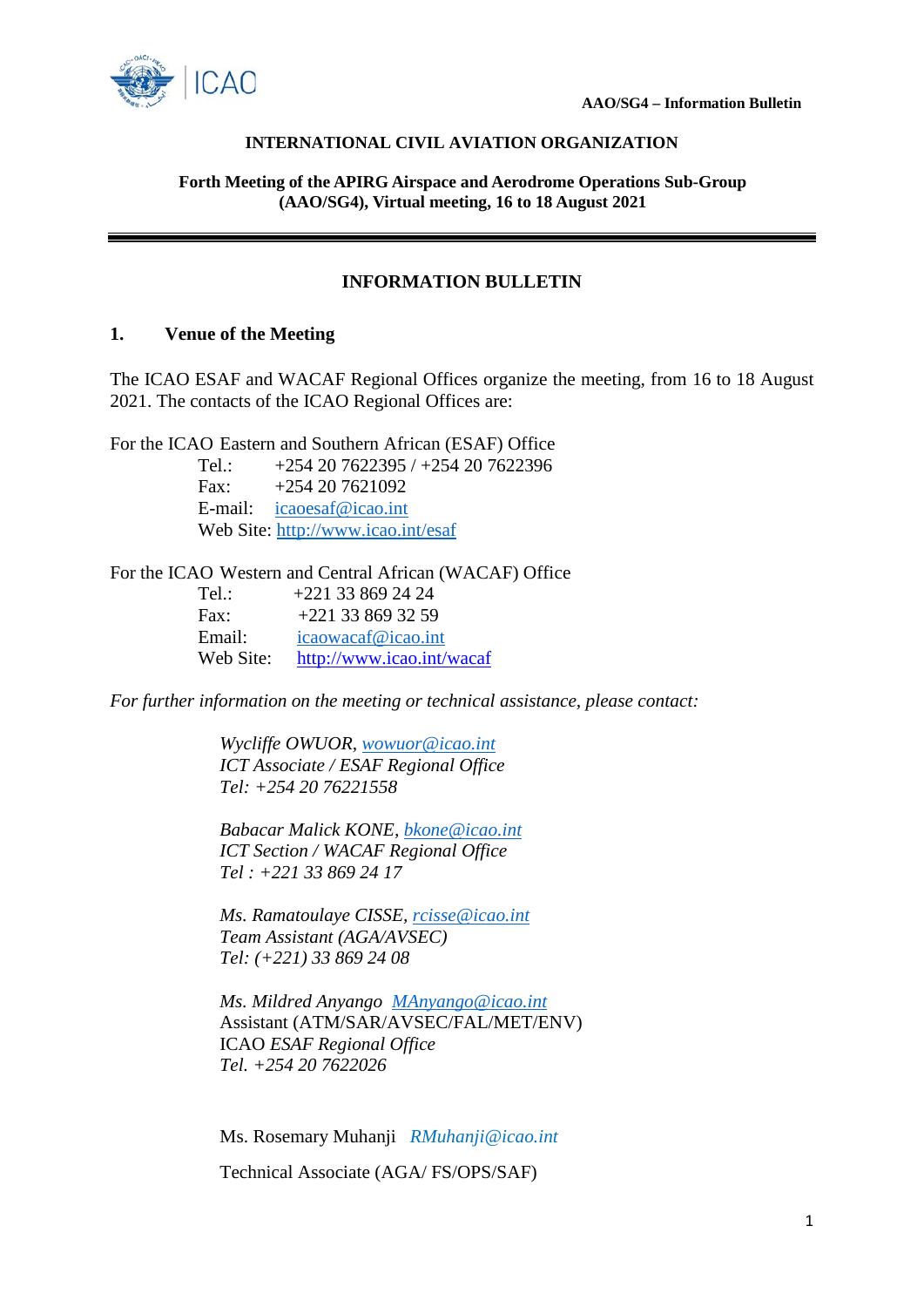AAO/SG4 – Information Bulletin

**INTERNATIONAL CIVIL AVIATION ORGANIZATION**

**Forth Meeting of the APIRG Airspace and Aerodrome Operations Sub-Group (AAO/SG4), Virtual meeting, 16 to 18 August 2021**

---

# INFORMATION BULLETIN

## 1. Venue of the Meeting

The ICAO ESAF and WACAF Regional Offices organize the meeting, from 16 to 18 August 2021. The contacts of the ICAO Regional Offices are:

For the ICAO Eastern and Southern African (ESAF) Office
Tel.: +254 20 7622395 / +254 20 7622396
Fax: +254 20 7621092
E-mail: icaoesaf@icao.int
Web Site: http://www.icao.int/esaf

For the ICAO Western and Central African (WACAF) Office
Tel.: +221 33 869 24 24
Fax: +221 33 869 32 59
Email: icaowacaf@icao.int
Web Site: http://www.icao.int/wacaf

*For further information on the meeting or technical assistance, please contact:*

*Wycliffe OWUOR, wowuor@icao.int*
*ICT Associate / ESAF Regional Office*
*Tel: +254 20 76221558*

*Babacar Malick KONE, bkone@icao.int*
*ICT Section / WACAF Regional Office*
*Tel : +221 33 869 24 17*

*Ms. Ramatoulaye CISSE, rcisse@icao.int*
*Team Assistant (AGA/AVSEC)*
*Tel: (+221) 33 869 24 08*

*Ms. Mildred Anyango MAnyango@icao.int*
Assistant (ATM/SAR/AVSEC/FAL/MET/ENV)
ICAO *ESAF Regional Office*
*Tel. +254 20 7622026*

Ms. Rosemary Muhanji *RMuhanji@icao.int*

Technical Associate (AGA/ FS/OPS/SAF)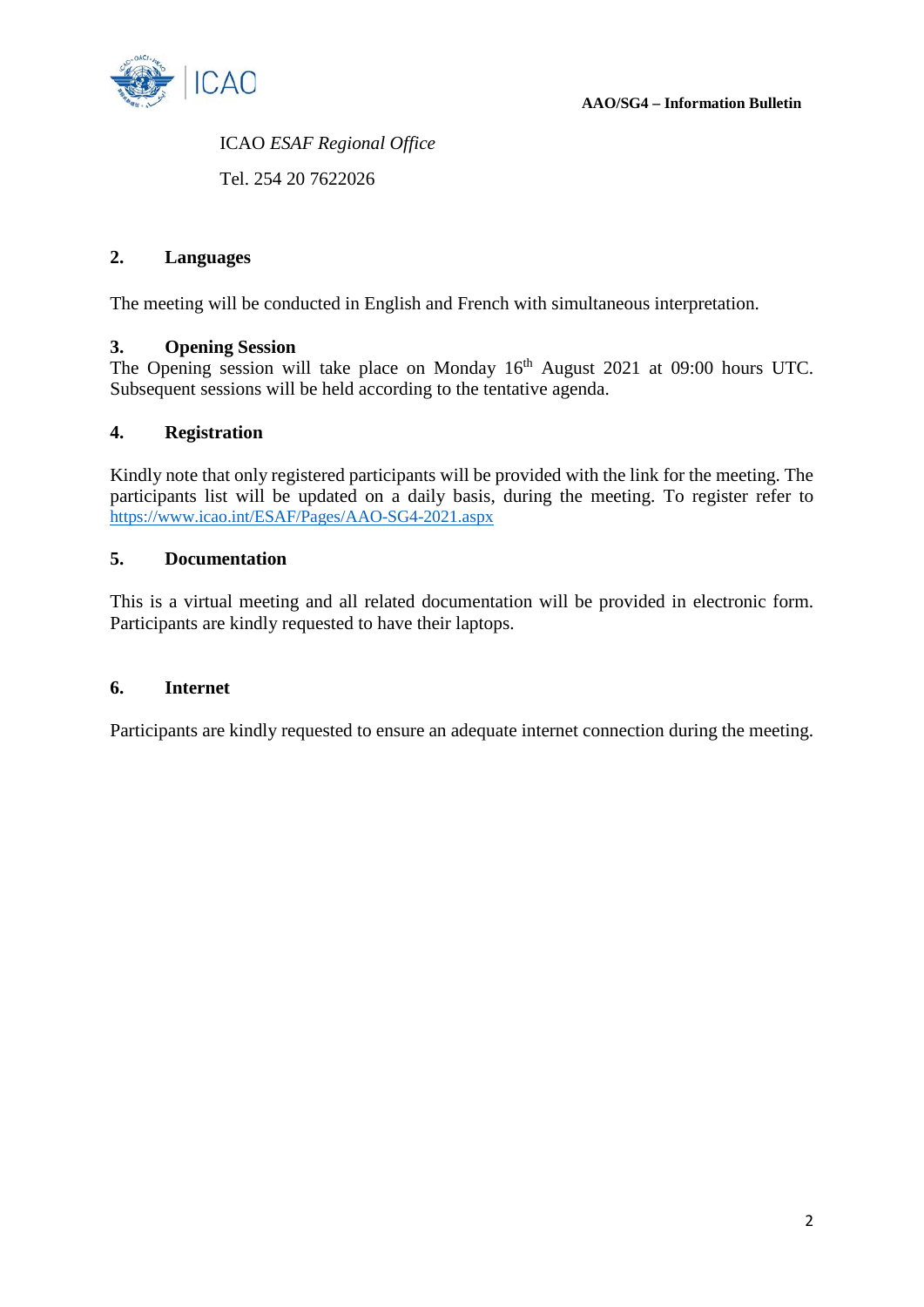ICAO *ESAF Regional Office*

Tel. 254 20 7622026

## 2. Languages

The meeting will be conducted in English and French with simultaneous interpretation.

## 3. Opening Session

The Opening session will take place on Monday 16th August 2021 at 09:00 hours UTC. Subsequent sessions will be held according to the tentative agenda.

## 4. Registration

Kindly note that only registered participants will be provided with the link for the meeting. The participants list will be updated on a daily basis, during the meeting. To register refer to https://www.icao.int/ESAF/Pages/AAO-SG4-2021.aspx

## 5. Documentation

This is a virtual meeting and all related documentation will be provided in electronic form. Participants are kindly requested to have their laptops.

## 6. Internet

Participants are kindly requested to ensure an adequate internet connection during the meeting.